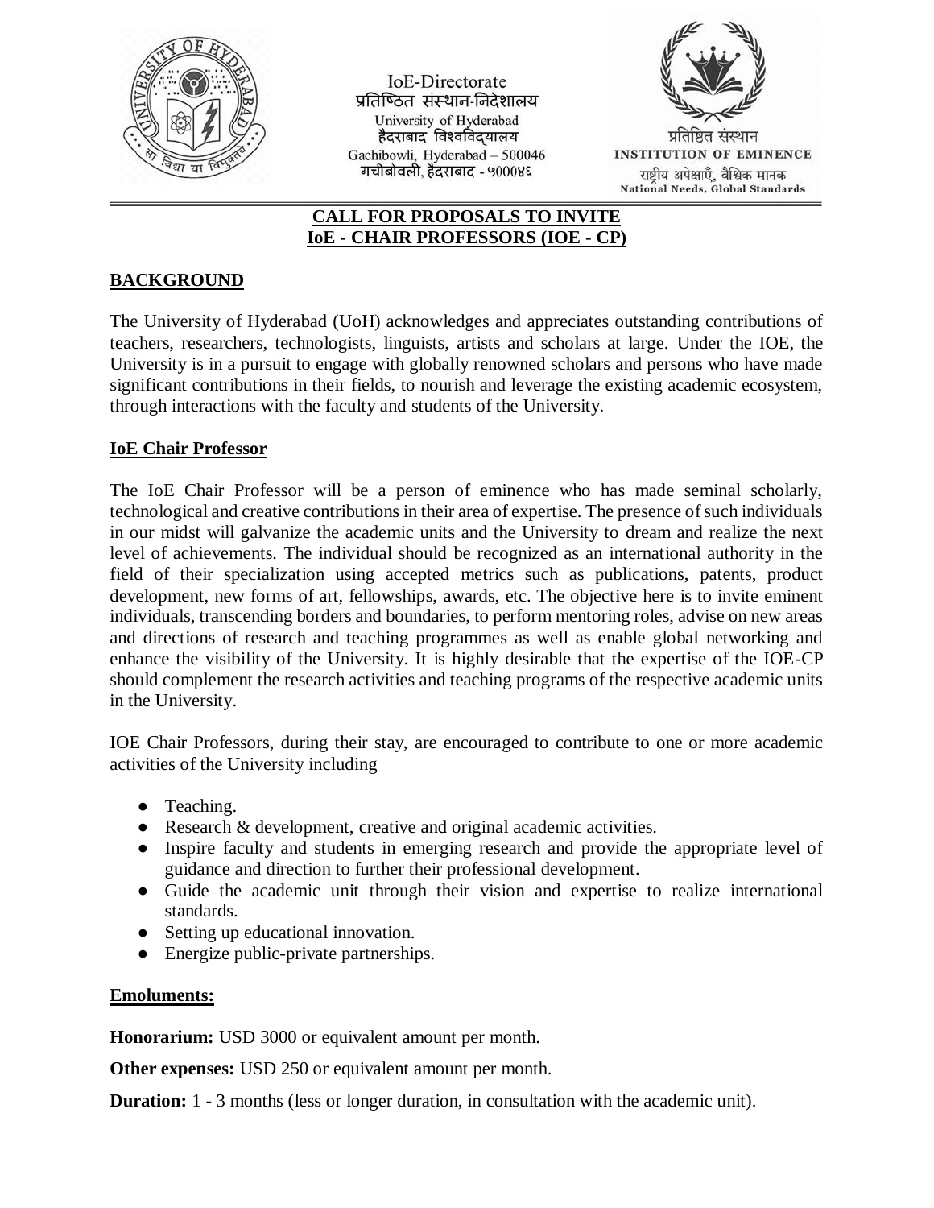IoE-Directorate
प्रतिष्ठित संस्थान-निदेशालय
University of Hyderabad
हैदराबाद विश्वविद्यालय
Gachibowli, Hyderabad – 500046
गचीबोवली, हैदराबाद - ५०००४६

प्रतिष्ठित संस्थान
INSTITUTION OF EMINENCE
राष्ट्रीय अपेक्षाएँ, वैश्विक मानक
National Needs, Global Standards

## CALL FOR PROPOSALS TO INVITE IoE - CHAIR PROFESSORS (IOE - CP)

### BACKGROUND

The University of Hyderabad (UoH) acknowledges and appreciates outstanding contributions of teachers, researchers, technologists, linguists, artists and scholars at large. Under the IOE, the University is in a pursuit to engage with globally renowned scholars and persons who have made significant contributions in their fields, to nourish and leverage the existing academic ecosystem, through interactions with the faculty and students of the University.

### IoE Chair Professor

The IoE Chair Professor will be a person of eminence who has made seminal scholarly, technological and creative contributions in their area of expertise. The presence of such individuals in our midst will galvanize the academic units and the University to dream and realize the next level of achievements. The individual should be recognized as an international authority in the field of their specialization using accepted metrics such as publications, patents, product development, new forms of art, fellowships, awards, etc. The objective here is to invite eminent individuals, transcending borders and boundaries, to perform mentoring roles, advise on new areas and directions of research and teaching programmes as well as enable global networking and enhance the visibility of the University. It is highly desirable that the expertise of the IOE-CP should complement the research activities and teaching programs of the respective academic units in the University.

IOE Chair Professors, during their stay, are encouraged to contribute to one or more academic activities of the University including

- Teaching.
- Research & development, creative and original academic activities.
- Inspire faculty and students in emerging research and provide the appropriate level of guidance and direction to further their professional development.
- Guide the academic unit through their vision and expertise to realize international standards.
- Setting up educational innovation.
- Energize public-private partnerships.

### Emoluments:

**Honorarium:** USD 3000 or equivalent amount per month.

**Other expenses:** USD 250 or equivalent amount per month.

**Duration:** 1 - 3 months (less or longer duration, in consultation with the academic unit).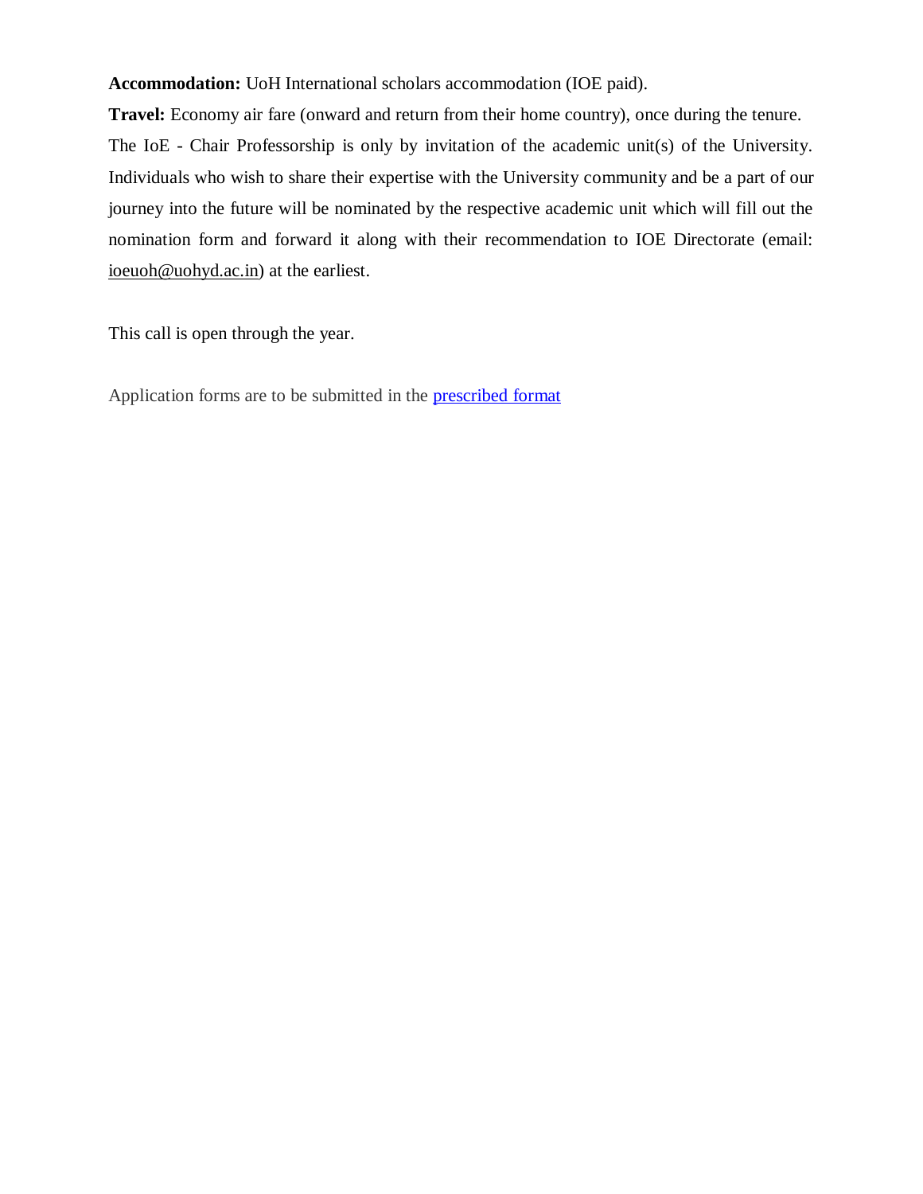**Accommodation:** UoH International scholars accommodation (IOE paid).

**Travel:** Economy air fare (onward and return from their home country), once during the tenure.

The IoE - Chair Professorship is only by invitation of the academic unit(s) of the University. Individuals who wish to share their expertise with the University community and be a part of our journey into the future will be nominated by the respective academic unit which will fill out the nomination form and forward it along with their recommendation to IOE Directorate (email: ioeuoh@uohyd.ac.in) at the earliest.

This call is open through the year.

Application forms are to be submitted in the prescribed format